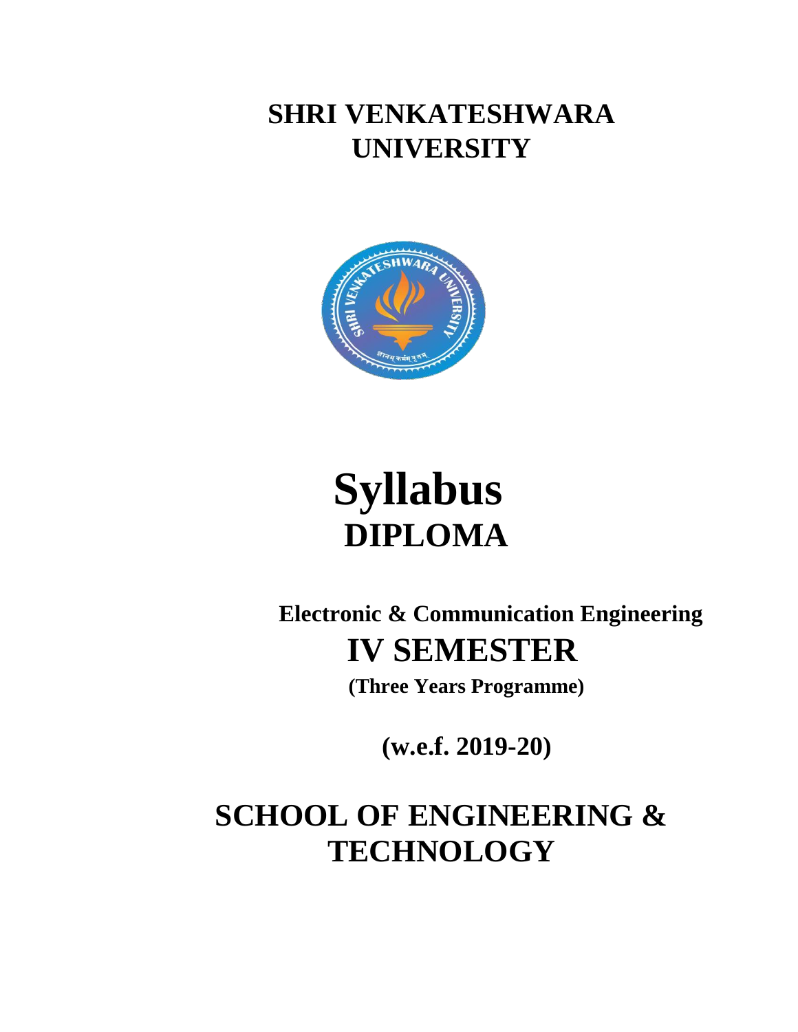# SHRI VENKATESHWARA UNIVERSITY

# Syllabus

## DIPLOMA

### Electronic & Communication Engineering

## IV SEMESTER

**(Three Years Programme)**

**(w.e.f. 2019-20)**

# SCHOOL OF ENGINEERING & TECHNOLOGY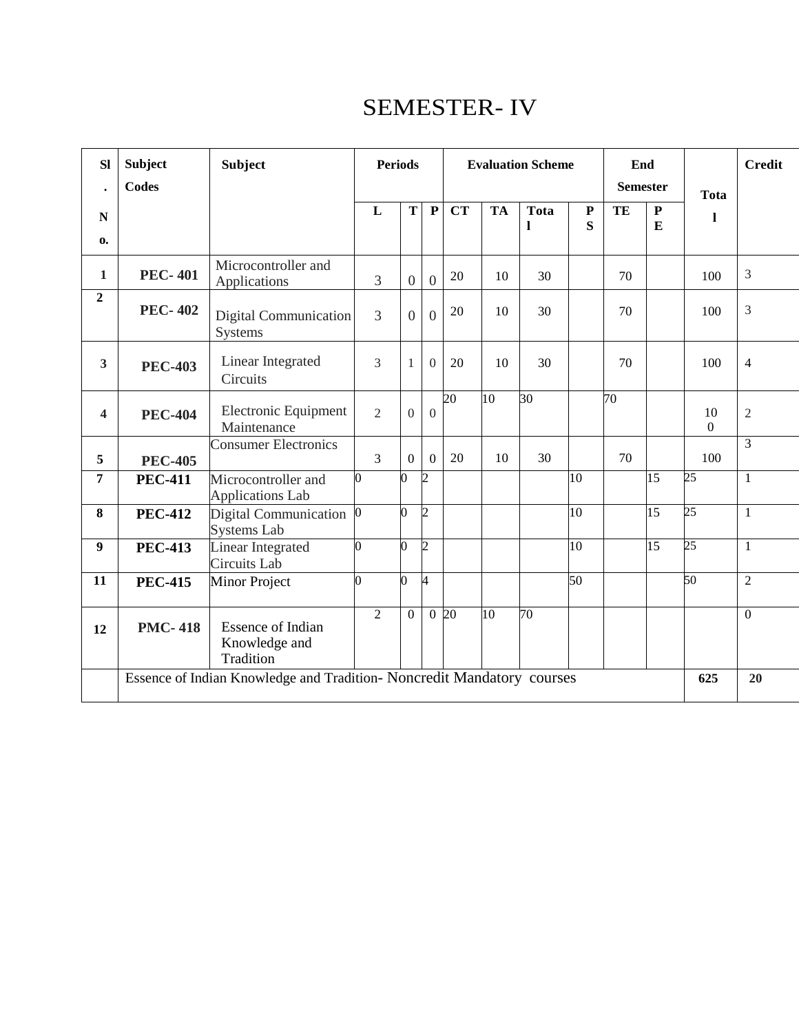# SEMESTER- IV

| Sl. No. | Subject Codes | Subject | Periods | | | Evaluation Scheme | | | | End Semester | | Total | Credit |
|---|---|---|---|---|---|---|---|---|---|---|---|---|---|
| | | | L | T | P | CT | TA | Total | PS | TE | PE | | |
| 1 | PEC- 401 | Microcontroller and Applications | 3 | 0 | 0 | 20 | 10 | 30 | | 70 | | 100 | 3 |
| 2 | PEC- 402 | Digital Communication Systems | 3 | 0 | 0 | 20 | 10 | 30 | | 70 | | 100 | 3 |
| 3 | PEC-403 | Linear Integrated Circuits | 3 | 1 | 0 | 20 | 10 | 30 | | 70 | | 100 | 4 |
| 4 | PEC-404 | Electronic Equipment Maintenance | 2 | 0 | 0 | 20 | 10 | 30 | | 70 | | 100 | 2 |
| 5 | PEC-405 | Consumer Electronics | 3 | 0 | 0 | 20 | 10 | 30 | | 70 | | 100 | 3 |
| 7 | PEC-411 | Microcontroller and Applications Lab | 0 | 0 | 2 | | | | 10 | | 15 | 25 | 1 |
| 8 | PEC-412 | Digital Communication Systems Lab | 0 | 0 | 2 | | | | 10 | | 15 | 25 | 1 |
| 9 | PEC-413 | Linear Integrated Circuits Lab | 0 | 0 | 2 | | | | 10 | | 15 | 25 | 1 |
| 11 | PEC-415 | Minor Project | 0 | 0 | 4 | | | | 50 | | | 50 | 2 |
| 12 | PMC- 418 | Essence of Indian Knowledge and Tradition | 2 | 0 | 0 | 20 | 10 | 70 | | | | | 0 |
| | Essence of Indian Knowledge and Tradition- Noncredit Mandatory courses | | | | | | | | | | | 625 | 20 |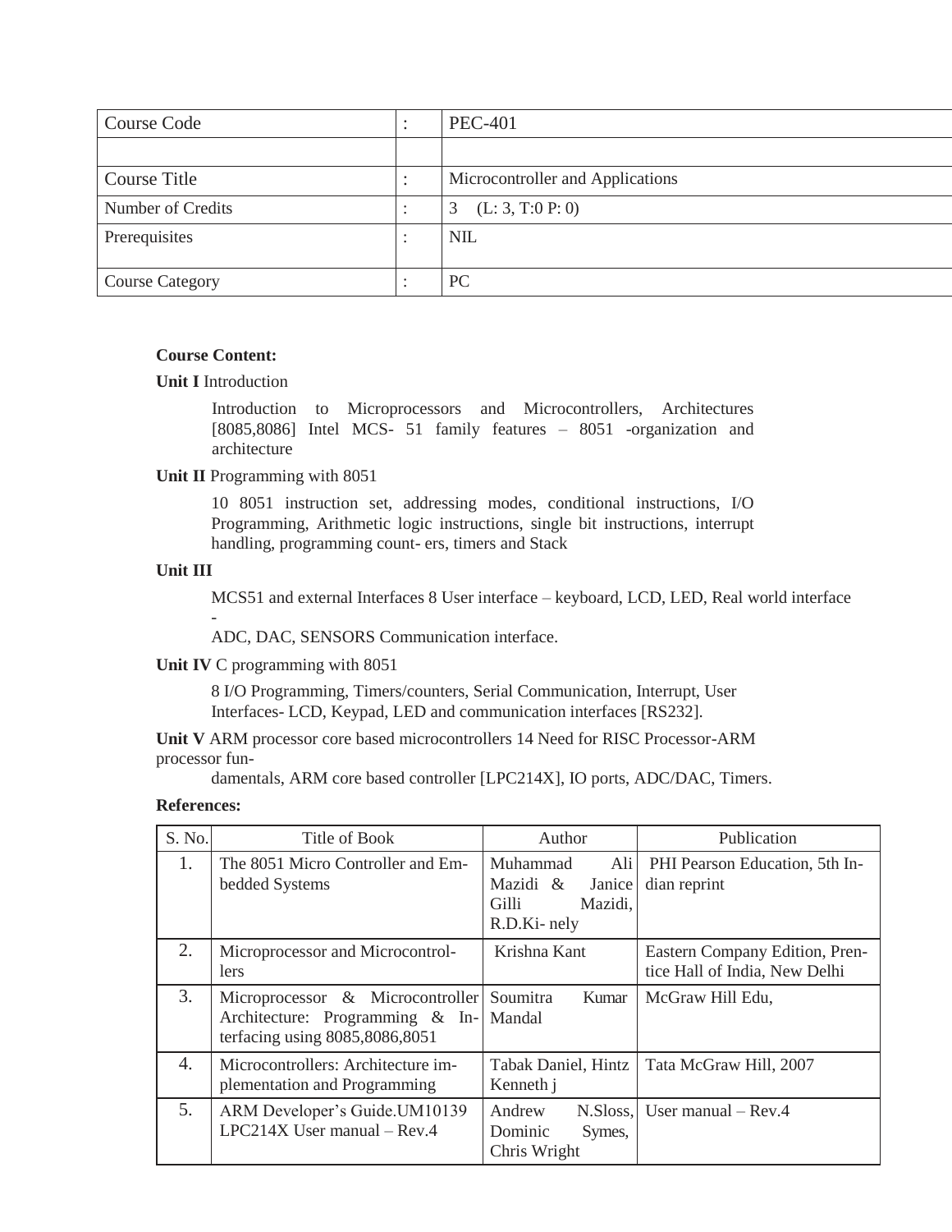| Course Code | : | PEC-401 |
|---|---|---|
| | | |
| Course Title | : | Microcontroller and Applications |
| Number of Credits | : | 3 (L: 3, T:0 P: 0) |
| Prerequisites | : | NIL |
| Course Category | : | PC |

**Course Content:**

**Unit I** Introduction

Introduction to Microprocessors and Microcontrollers, Architectures [8085,8086] Intel MCS- 51 family features – 8051 -organization and architecture

**Unit II** Programming with 8051

10 8051 instruction set, addressing modes, conditional instructions, I/O Programming, Arithmetic logic instructions, single bit instructions, interrupt handling, programming count- ers, timers and Stack

**Unit III**

MCS51 and external Interfaces 8 User interface – keyboard, LCD, LED, Real world interface -
ADC, DAC, SENSORS Communication interface.

**Unit IV** C programming with 8051

8 I/O Programming, Timers/counters, Serial Communication, Interrupt, User Interfaces- LCD, Keypad, LED and communication interfaces [RS232].

**Unit V** ARM processor core based microcontrollers 14 Need for RISC Processor-ARM processor fun-
damentals, ARM core based controller [LPC214X], IO ports, ADC/DAC, Timers.

**References:**

| S. No. | Title of Book | Author | Publication |
|---|---|---|---|
| 1. | The 8051 Micro Controller and Embedded Systems | Muhammad Ali Mazidi & Janice Gilli Mazidi, R.D.Ki- nely | PHI Pearson Education, 5th Indian reprint |
| 2. | Microprocessor and Microcontrollers | Krishna Kant | Eastern Company Edition, Prentice Hall of India, New Delhi |
| 3. | Microprocessor & Microcontroller Architecture: Programming & Interfacing using 8085,8086,8051 | Soumitra Kumar Mandal | McGraw Hill Edu, |
| 4. | Microcontrollers: Architecture implementation and Programming | Tabak Daniel, Hintz Kenneth j | Tata McGraw Hill, 2007 |
| 5. | ARM Developer's Guide.UM10139 LPC214X User manual – Rev.4 | Andrew N.Sloss, Dominic Symes, Chris Wright | User manual – Rev.4 |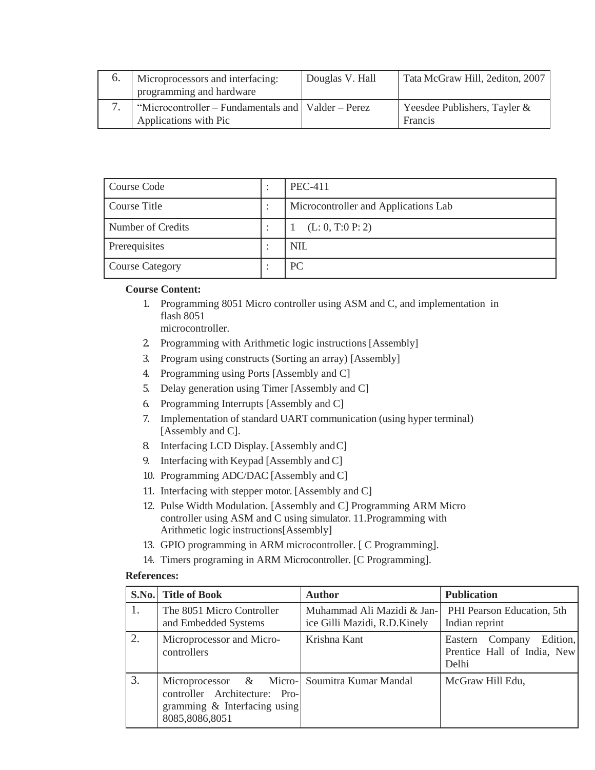| 6. | Microprocessors and interfacing: programming and hardware | Douglas V. Hall | Tata McGraw Hill, 2editon, 2007 |
|---|---|---|---|
| 7. | "Microcontroller – Fundamentals and Applications with Pic | Valder – Perez | Yeesdee Publishers, Tayler & Francis |

| Course Code | : | PEC-411 |
|---|---|---|
| Course Title | : | Microcontroller and Applications Lab |
| Number of Credits | : | 1 (L: 0, T:0 P: 2) |
| Prerequisites | : | NIL |
| Course Category | : | PC |

**Course Content:**

1. Programming 8051 Micro controller using ASM and C, and implementation in flash 8051 microcontroller.
2. Programming with Arithmetic logic instructions [Assembly]
3. Program using constructs (Sorting an array) [Assembly]
4. Programming using Ports [Assembly and C]
5. Delay generation using Timer [Assembly and C]
6. Programming Interrupts [Assembly and C]
7. Implementation of standard UART communication (using hyper terminal) [Assembly and C].
8. Interfacing LCD Display. [Assembly and C]
9. Interfacing with Keypad [Assembly and C]
10. Programming ADC/DAC [Assembly and C]
11. Interfacing with stepper motor. [Assembly and C]
12. Pulse Width Modulation. [Assembly and C] Programming ARM Micro controller using ASM and C using simulator. 11.Programming with Arithmetic logic instructions[Assembly]
13. GPIO programming in ARM microcontroller. [ C Programming].
14. Timers programing in ARM Microcontroller. [C Programming].

**References:**

| S.No. | Title of Book | Author | Publication |
|---|---|---|---|
| 1. | The 8051 Micro Controller and Embedded Systems | Muhammad Ali Mazidi & Janice Gilli Mazidi, R.D.Kinely | PHI Pearson Education, 5th Indian reprint |
| 2. | Microprocessor and Microcontrollers | Krishna Kant | Eastern Company Edition, Prentice Hall of India, New Delhi |
| 3. | Microprocessor & Microcontroller Architecture: Programming & Interfacing using 8085,8086,8051 | Soumitra Kumar Mandal | McGraw Hill Edu, |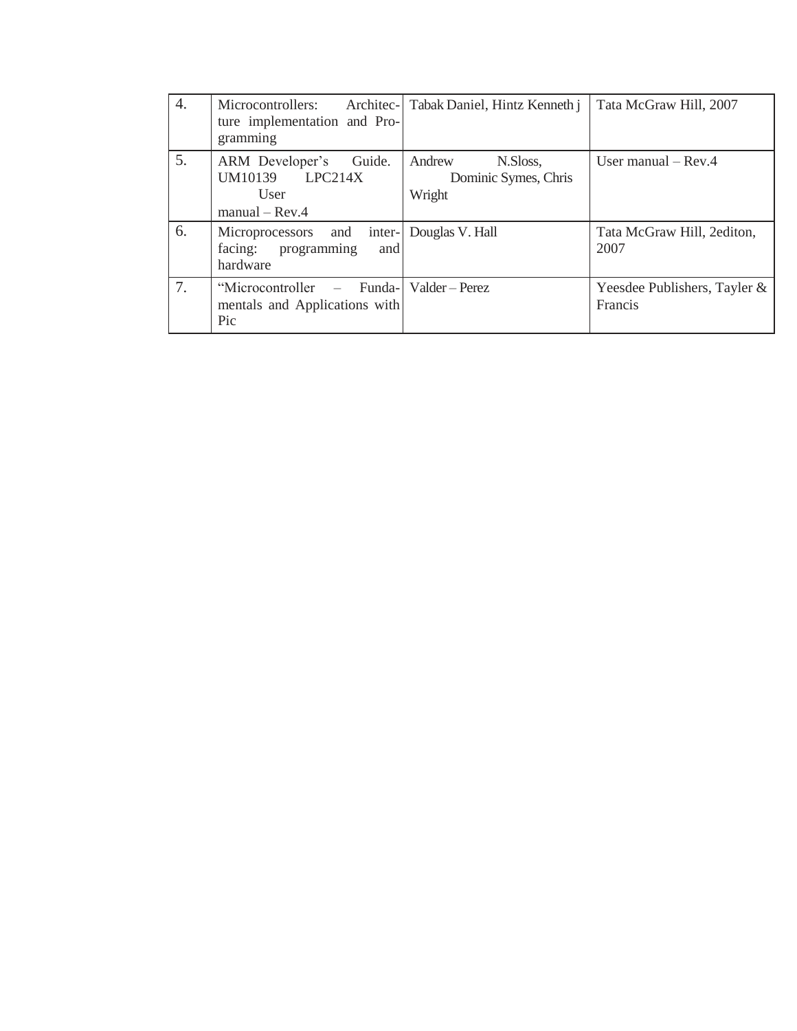| 4. | Microcontrollers: Architecture implementation and Programming | Tabak Daniel, Hintz Kenneth j | Tata McGraw Hill, 2007 |
|---|---|---|---|
| 5. | ARM Developer's Guide. UM10139 LPC214X User manual – Rev.4 | Andrew N.Sloss, Dominic Symes, Chris Wright | User manual – Rev.4 |
| 6. | Microprocessors and interfacing: programming and hardware | Douglas V. Hall | Tata McGraw Hill, 2editon, 2007 |
| 7. | "Microcontroller – Fundamentals and Applications with Pic | Valder – Perez | Yeesdee Publishers, Tayler & Francis |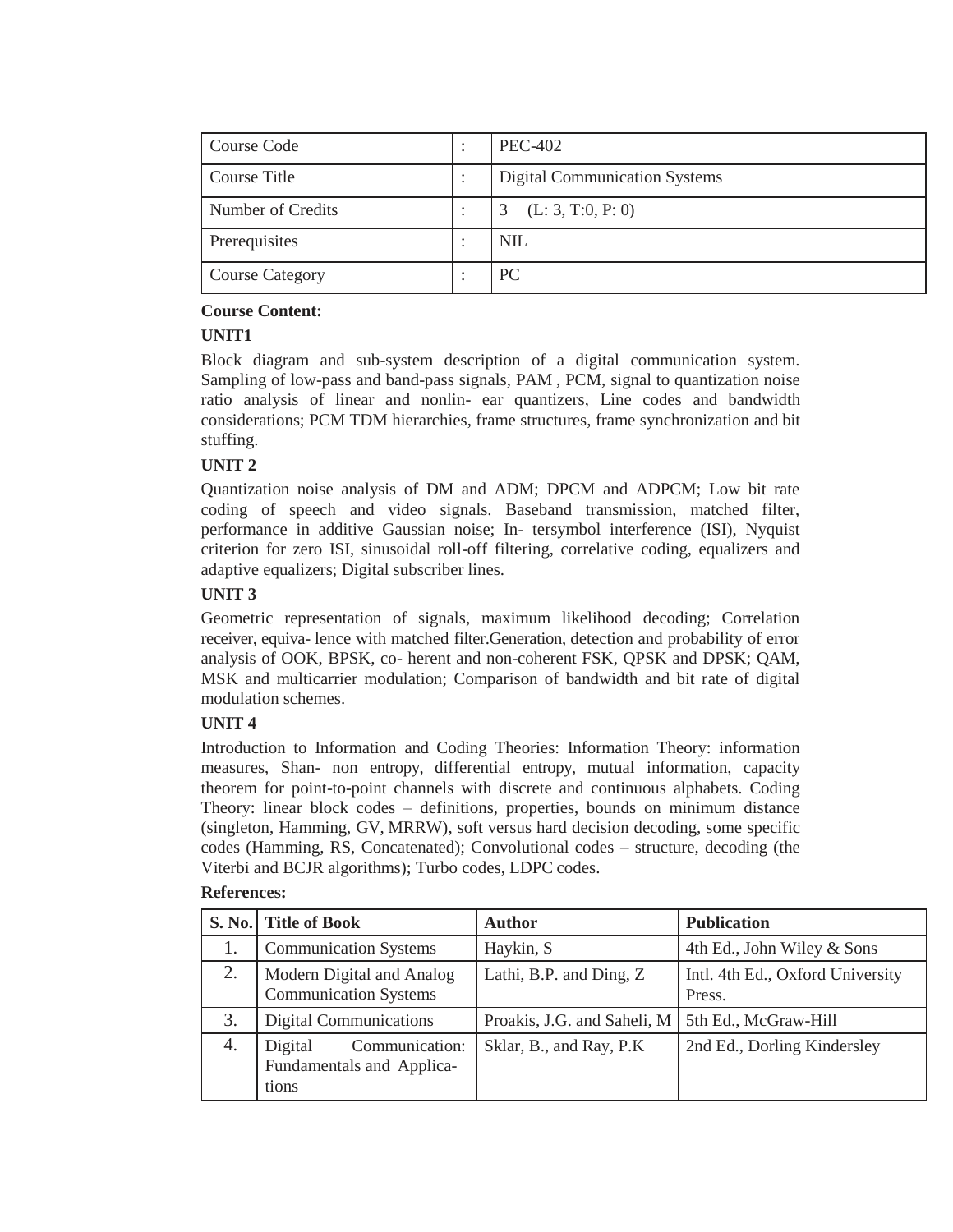| Course Code | : | PEC-402 |
|---|---|---|
| Course Title | : | Digital Communication Systems |
| Number of Credits | : | 3 (L: 3, T:0, P: 0) |
| Prerequisites | : | NIL |
| Course Category | : | PC |

**Course Content:**

**UNIT1**

Block diagram and sub-system description of a digital communication system. Sampling of low-pass and band-pass signals, PAM , PCM, signal to quantization noise ratio analysis of linear and nonlin- ear quantizers, Line codes and bandwidth considerations; PCM TDM hierarchies, frame structures, frame synchronization and bit stuffing.

**UNIT 2**

Quantization noise analysis of DM and ADM; DPCM and ADPCM; Low bit rate coding of speech and video signals. Baseband transmission, matched filter, performance in additive Gaussian noise; In- tersymbol interference (ISI), Nyquist criterion for zero ISI, sinusoidal roll-off filtering, correlative coding, equalizers and adaptive equalizers; Digital subscriber lines.

**UNIT 3**

Geometric representation of signals, maximum likelihood decoding; Correlation receiver, equiva- lence with matched filter.Generation, detection and probability of error analysis of OOK, BPSK, co- herent and non-coherent FSK, QPSK and DPSK; QAM, MSK and multicarrier modulation; Comparison of bandwidth and bit rate of digital modulation schemes.

**UNIT 4**

Introduction to Information and Coding Theories: Information Theory: information measures, Shan- non entropy, differential entropy, mutual information, capacity theorem for point-to-point channels with discrete and continuous alphabets. Coding Theory: linear block codes – definitions, properties, bounds on minimum distance (singleton, Hamming, GV, MRRW), soft versus hard decision decoding, some specific codes (Hamming, RS, Concatenated); Convolutional codes – structure, decoding (the Viterbi and BCJR algorithms); Turbo codes, LDPC codes.

**References:**

| S. No. | Title of Book | Author | Publication |
|---|---|---|---|
| 1. | Communication Systems | Haykin, S | 4th Ed., John Wiley & Sons |
| 2. | Modern Digital and Analog Communication Systems | Lathi, B.P. and Ding, Z | Intl. 4th Ed., Oxford University Press. |
| 3. | Digital Communications | Proakis, J.G. and Saheli, M | 5th Ed., McGraw-Hill |
| 4. | Digital Communication: Fundamentals and Applica- tions | Sklar, B., and Ray, P.K | 2nd Ed., Dorling Kindersley |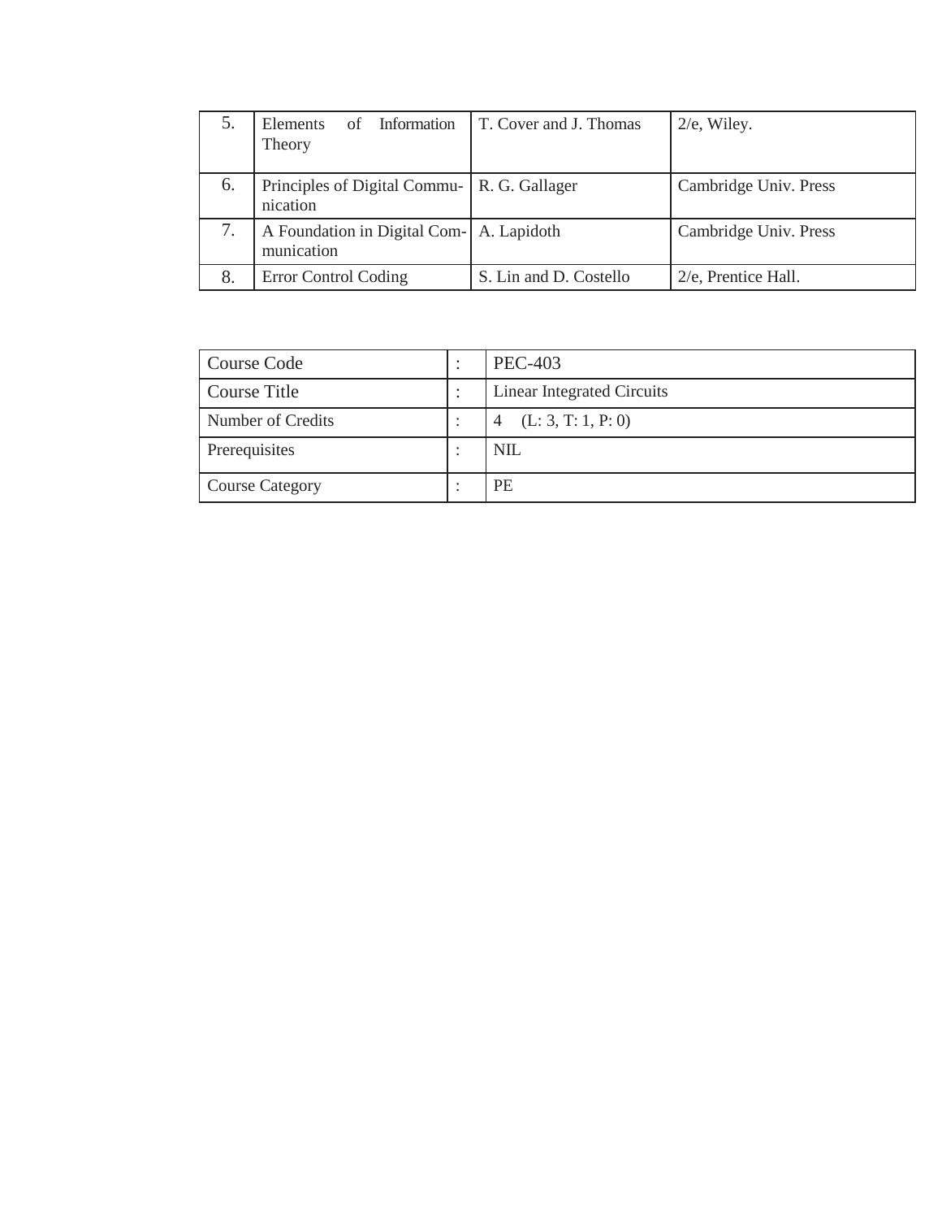| 5. | Elements of Information Theory | T. Cover and J. Thomas | 2/e, Wiley. |
|---|---|---|---|
| 6. | Principles of Digital Communication | R. G. Gallager | Cambridge Univ. Press |
| 7. | A Foundation in Digital Communication | A. Lapidoth | Cambridge Univ. Press |
| 8. | Error Control Coding | S. Lin and D. Costello | 2/e, Prentice Hall. |

| Course Code | : | PEC-403 |
|---|---|---|
| Course Title | : | Linear Integrated Circuits |
| Number of Credits | : | 4 (L: 3, T: 1, P: 0) |
| Prerequisites | : | NIL |
| Course Category | : | PE |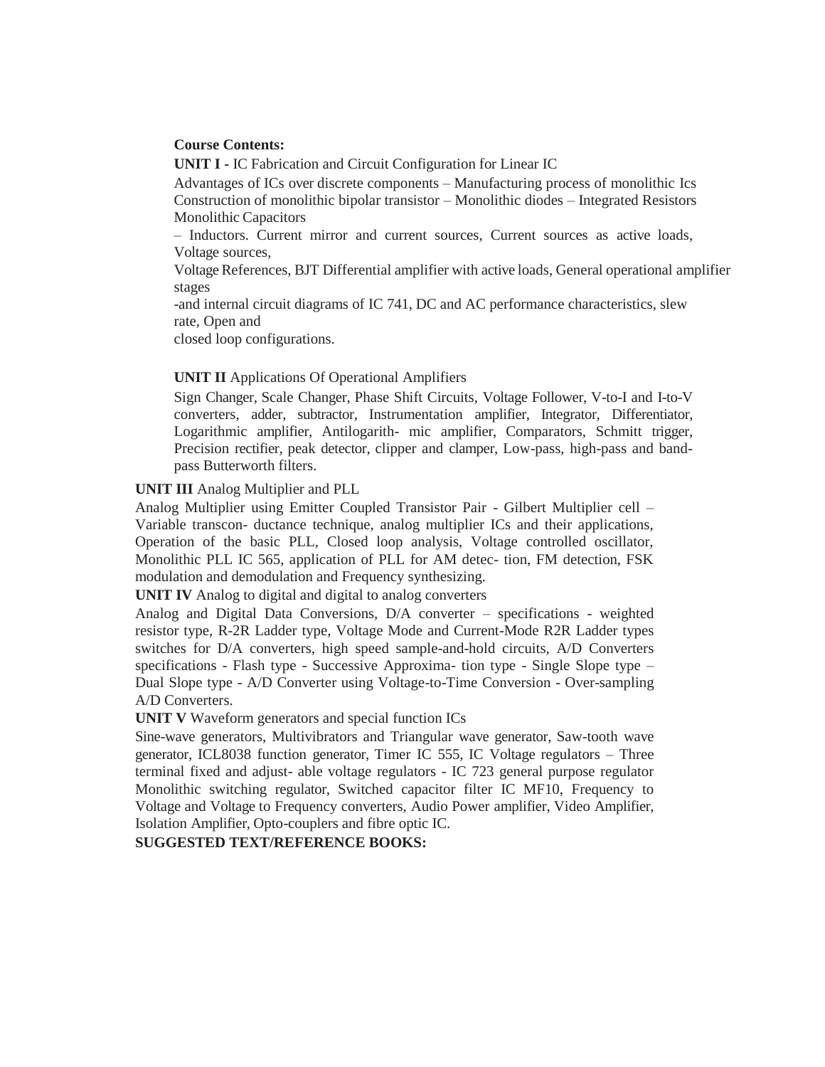**Course Contents:**

**UNIT I -** IC Fabrication and Circuit Configuration for Linear IC

Advantages of ICs over discrete components – Manufacturing process of monolithic Ics Construction of monolithic bipolar transistor – Monolithic diodes – Integrated Resistors Monolithic Capacitors

– Inductors. Current mirror and current sources, Current sources as active loads, Voltage sources,

Voltage References, BJT Differential amplifier with active loads, General operational amplifier stages

-and internal circuit diagrams of IC 741, DC and AC performance characteristics, slew rate, Open and

closed loop configurations.

**UNIT II** Applications Of Operational Amplifiers

Sign Changer, Scale Changer, Phase Shift Circuits, Voltage Follower, V-to-I and I-to-V converters, adder, subtractor, Instrumentation amplifier, Integrator, Differentiator, Logarithmic amplifier, Antilogarith- mic amplifier, Comparators, Schmitt trigger, Precision rectifier, peak detector, clipper and clamper, Low-pass, high-pass and band-pass Butterworth filters.

**UNIT III** Analog Multiplier and PLL

Analog Multiplier using Emitter Coupled Transistor Pair - Gilbert Multiplier cell – Variable transcon- ductance technique, analog multiplier ICs and their applications, Operation of the basic PLL, Closed loop analysis, Voltage controlled oscillator, Monolithic PLL IC 565, application of PLL for AM detec- tion, FM detection, FSK modulation and demodulation and Frequency synthesizing.

**UNIT IV** Analog to digital and digital to analog converters

Analog and Digital Data Conversions, D/A converter – specifications - weighted resistor type, R-2R Ladder type, Voltage Mode and Current-Mode R2R Ladder types switches for D/A converters, high speed sample-and-hold circuits, A/D Converters specifications - Flash type - Successive Approxima- tion type - Single Slope type – Dual Slope type - A/D Converter using Voltage-to-Time Conversion - Over-sampling A/D Converters.

**UNIT V** Waveform generators and special function ICs

Sine-wave generators, Multivibrators and Triangular wave generator, Saw-tooth wave generator, ICL8038 function generator, Timer IC 555, IC Voltage regulators – Three terminal fixed and adjust- able voltage regulators - IC 723 general purpose regulator Monolithic switching regulator, Switched capacitor filter IC MF10, Frequency to Voltage and Voltage to Frequency converters, Audio Power amplifier, Video Amplifier, Isolation Amplifier, Opto-couplers and fibre optic IC.

**SUGGESTED TEXT/REFERENCE BOOKS:**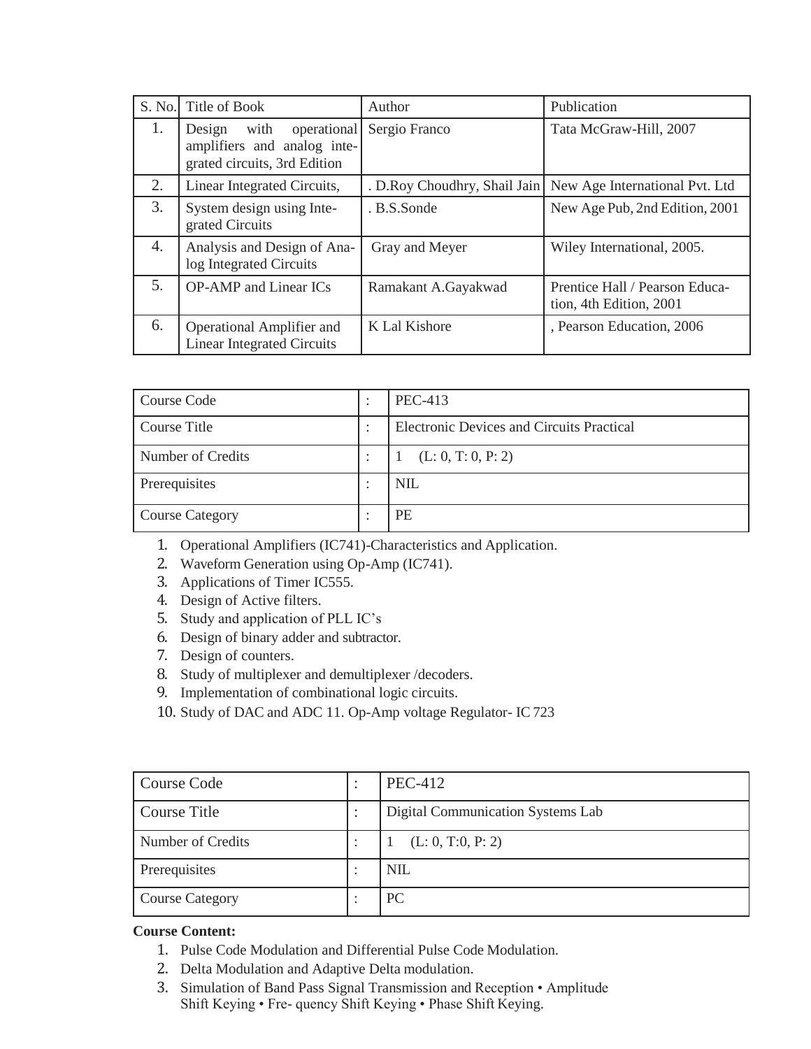| S. No. | Title of Book | Author | Publication |
|---|---|---|---|
| 1. | Design with operational amplifiers and analog integrated circuits, 3rd Edition | Sergio Franco | Tata McGraw-Hill, 2007 |
| 2. | Linear Integrated Circuits, | . D.Roy Choudhry, Shail Jain | New Age International Pvt. Ltd |
| 3. | System design using Integrated Circuits | . B.S.Sonde | New Age Pub, 2nd Edition, 2001 |
| 4. | Analysis and Design of Analog Integrated Circuits | Gray and Meyer | Wiley International, 2005. |
| 5. | OP-AMP and Linear ICs | Ramakant A.Gayakwad | Prentice Hall / Pearson Education, 4th Edition, 2001 |
| 6. | Operational Amplifier and Linear Integrated Circuits | K Lal Kishore | , Pearson Education, 2006 |

| Course Code | : | PEC-413 |
|---|---|---|
| Course Title | : | Electronic Devices and Circuits Practical |
| Number of Credits | : | 1 (L: 0, T: 0, P: 2) |
| Prerequisites | : | NIL |
| Course Category | : | PE |

1. Operational Amplifiers (IC741)-Characteristics and Application.
2. Waveform Generation using Op-Amp (IC741).
3. Applications of Timer IC555.
4. Design of Active filters.
5. Study and application of PLL IC's
6. Design of binary adder and subtractor.
7. Design of counters.
8. Study of multiplexer and demultiplexer /decoders.
9. Implementation of combinational logic circuits.
10. Study of DAC and ADC 11. Op-Amp voltage Regulator- IC 723

| Course Code | : | PEC-412 |
|---|---|---|
| Course Title | : | Digital Communication Systems Lab |
| Number of Credits | : | 1 (L: 0, T:0, P: 2) |
| Prerequisites | : | NIL |
| Course Category | : | PC |

**Course Content:**

1. Pulse Code Modulation and Differential Pulse Code Modulation.
2. Delta Modulation and Adaptive Delta modulation.
3. Simulation of Band Pass Signal Transmission and Reception • Amplitude Shift Keying • Fre- quency Shift Keying • Phase Shift Keying.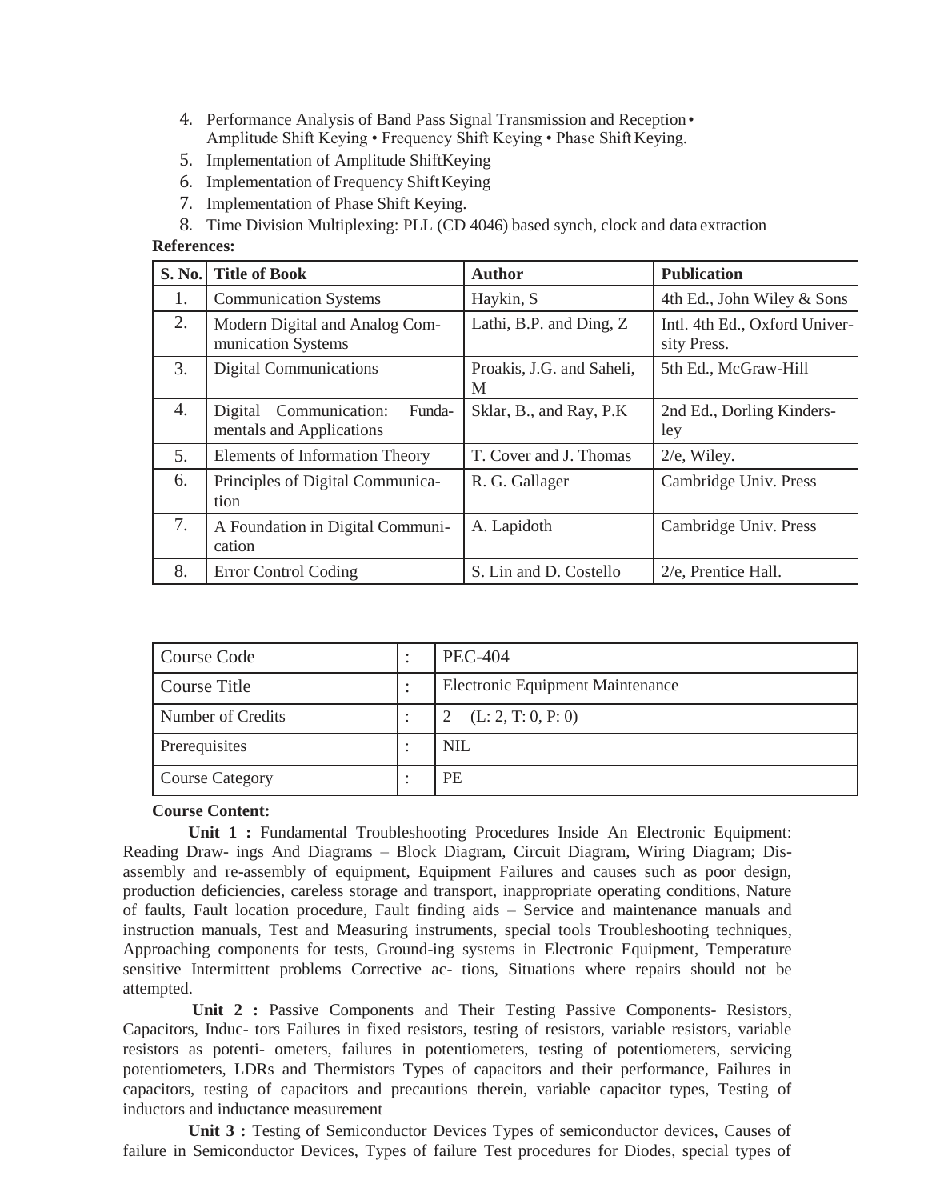4. Performance Analysis of Band Pass Signal Transmission and Reception • Amplitude Shift Keying • Frequency Shift Keying • Phase Shift Keying.
5. Implementation of Amplitude ShiftKeying
6. Implementation of Frequency Shift Keying
7. Implementation of Phase Shift Keying.
8. Time Division Multiplexing: PLL (CD 4046) based synch, clock and data extraction

**References:**

| S. No. | Title of Book | Author | Publication |
|---|---|---|---|
| 1. | Communication Systems | Haykin, S | 4th Ed., John Wiley & Sons |
| 2. | Modern Digital and Analog Communication Systems | Lathi, B.P. and Ding, Z | Intl. 4th Ed., Oxford University Press. |
| 3. | Digital Communications | Proakis, J.G. and Saheli, M | 5th Ed., McGraw-Hill |
| 4. | Digital Communication: Fundamentals and Applications | Sklar, B., and Ray, P.K | 2nd Ed., Dorling Kindersley |
| 5. | Elements of Information Theory | T. Cover and J. Thomas | 2/e, Wiley. |
| 6. | Principles of Digital Communication | R. G. Gallager | Cambridge Univ. Press |
| 7. | A Foundation in Digital Communication | A. Lapidoth | Cambridge Univ. Press |
| 8. | Error Control Coding | S. Lin and D. Costello | 2/e, Prentice Hall. |

| Course Code | : | PEC-404 |
|---|---|---|
| Course Title | : | Electronic Equipment Maintenance |
| Number of Credits | : | 2 (L: 2, T: 0, P: 0) |
| Prerequisites | : | NIL |
| Course Category | : | PE |

**Course Content:**

**Unit 1 :** Fundamental Troubleshooting Procedures Inside An Electronic Equipment: Reading Draw- ings And Diagrams – Block Diagram, Circuit Diagram, Wiring Diagram; Dis-assembly and re-assembly of equipment, Equipment Failures and causes such as poor design, production deficiencies, careless storage and transport, inappropriate operating conditions, Nature of faults, Fault location procedure, Fault finding aids – Service and maintenance manuals and instruction manuals, Test and Measuring instruments, special tools Troubleshooting techniques, Approaching components for tests, Ground-ing systems in Electronic Equipment, Temperature sensitive Intermittent problems Corrective ac- tions, Situations where repairs should not be attempted.

**Unit 2 :** Passive Components and Their Testing Passive Components- Resistors, Capacitors, Induc- tors Failures in fixed resistors, testing of resistors, variable resistors, variable resistors as potenti- ometers, failures in potentiometers, testing of potentiometers, servicing potentiometers, LDRs and Thermistors Types of capacitors and their performance, Failures in capacitors, testing of capacitors and precautions therein, variable capacitor types, Testing of inductors and inductance measurement

**Unit 3 :** Testing of Semiconductor Devices Types of semiconductor devices, Causes of failure in Semiconductor Devices, Types of failure Test procedures for Diodes, special types of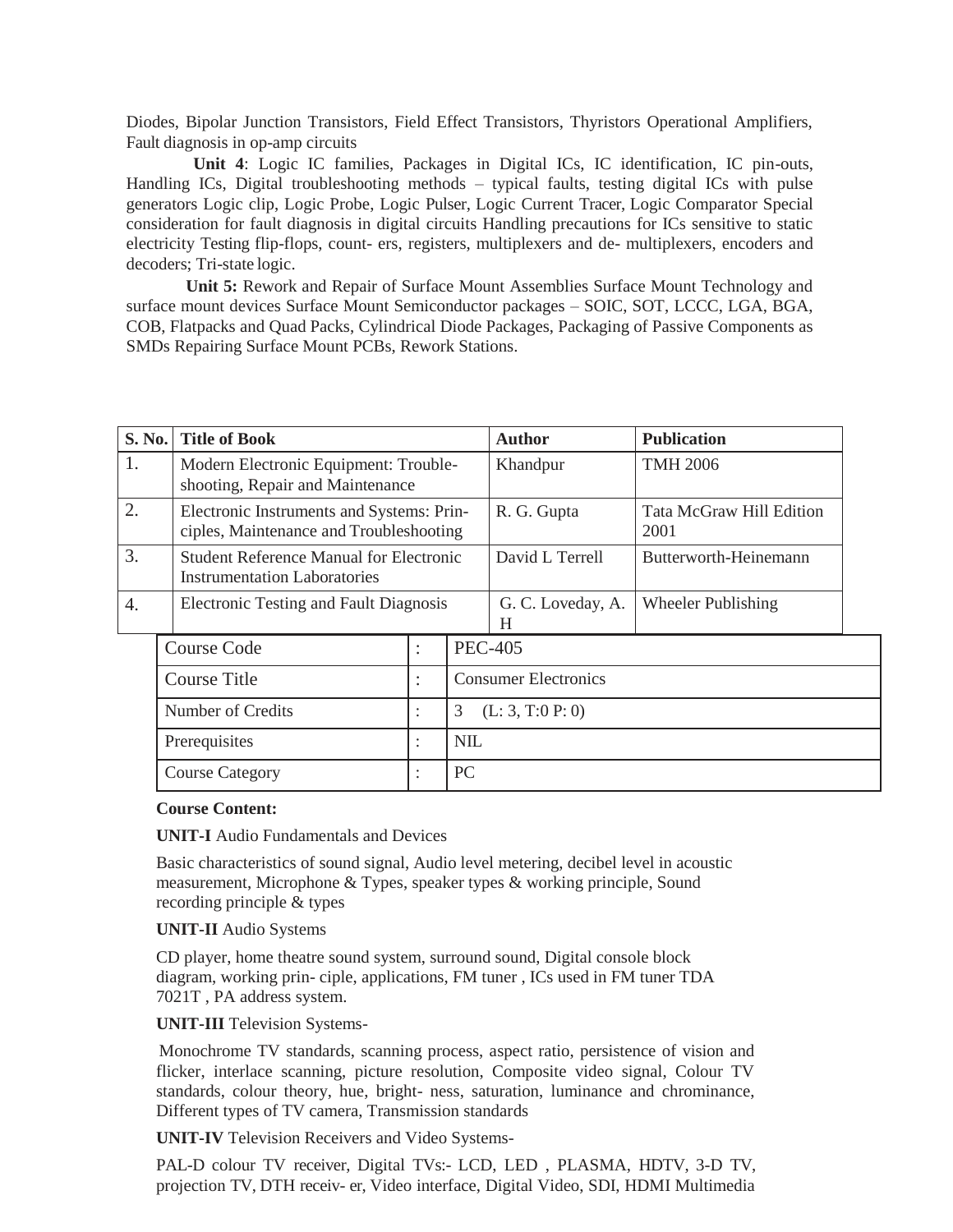Diodes, Bipolar Junction Transistors, Field Effect Transistors, Thyristors Operational Amplifiers, Fault diagnosis in op-amp circuits

**Unit 4**: Logic IC families, Packages in Digital ICs, IC identification, IC pin-outs, Handling ICs, Digital troubleshooting methods – typical faults, testing digital ICs with pulse generators Logic clip, Logic Probe, Logic Pulser, Logic Current Tracer, Logic Comparator Special consideration for fault diagnosis in digital circuits Handling precautions for ICs sensitive to static electricity Testing flip-flops, count- ers, registers, multiplexers and de- multiplexers, encoders and decoders; Tri-state logic.

**Unit 5:** Rework and Repair of Surface Mount Assemblies Surface Mount Technology and surface mount devices Surface Mount Semiconductor packages – SOIC, SOT, LCCC, LGA, BGA, COB, Flatpacks and Quad Packs, Cylindrical Diode Packages, Packaging of Passive Components as SMDs Repairing Surface Mount PCBs, Rework Stations.

| S. No. | Title of Book | Author | Publication |
|---|---|---|---|
| 1. | Modern Electronic Equipment: Trouble-shooting, Repair and Maintenance | Khandpur | TMH 2006 |
| 2. | Electronic Instruments and Systems: Prin-ciples, Maintenance and Troubleshooting | R. G. Gupta | Tata McGraw Hill Edition 2001 |
| 3. | Student Reference Manual for Electronic Instrumentation Laboratories | David L Terrell | Butterworth-Heinemann |
| 4. | Electronic Testing and Fault Diagnosis | G. C. Loveday, A. H | Wheeler Publishing |

| | | |
|---|---|---|
| Course Code | : | PEC-405 |
| Course Title | : | Consumer Electronics |
| Number of Credits | : | 3 (L: 3, T:0 P: 0) |
| Prerequisites | : | NIL |
| Course Category | : | PC |

**Course Content:**

**UNIT-I** Audio Fundamentals and Devices

Basic characteristics of sound signal, Audio level metering, decibel level in acoustic measurement, Microphone & Types, speaker types & working principle, Sound recording principle & types

**UNIT-II** Audio Systems

CD player, home theatre sound system, surround sound, Digital console block diagram, working prin- ciple, applications, FM tuner , ICs used in FM tuner TDA 7021T , PA address system.

**UNIT-III** Television Systems-

Monochrome TV standards, scanning process, aspect ratio, persistence of vision and flicker, interlace scanning, picture resolution, Composite video signal, Colour TV standards, colour theory, hue, bright- ness, saturation, luminance and chrominance, Different types of TV camera, Transmission standards

**UNIT-IV** Television Receivers and Video Systems-

PAL-D colour TV receiver, Digital TVs:- LCD, LED , PLASMA, HDTV, 3-D TV, projection TV, DTH receiv- er, Video interface, Digital Video, SDI, HDMI Multimedia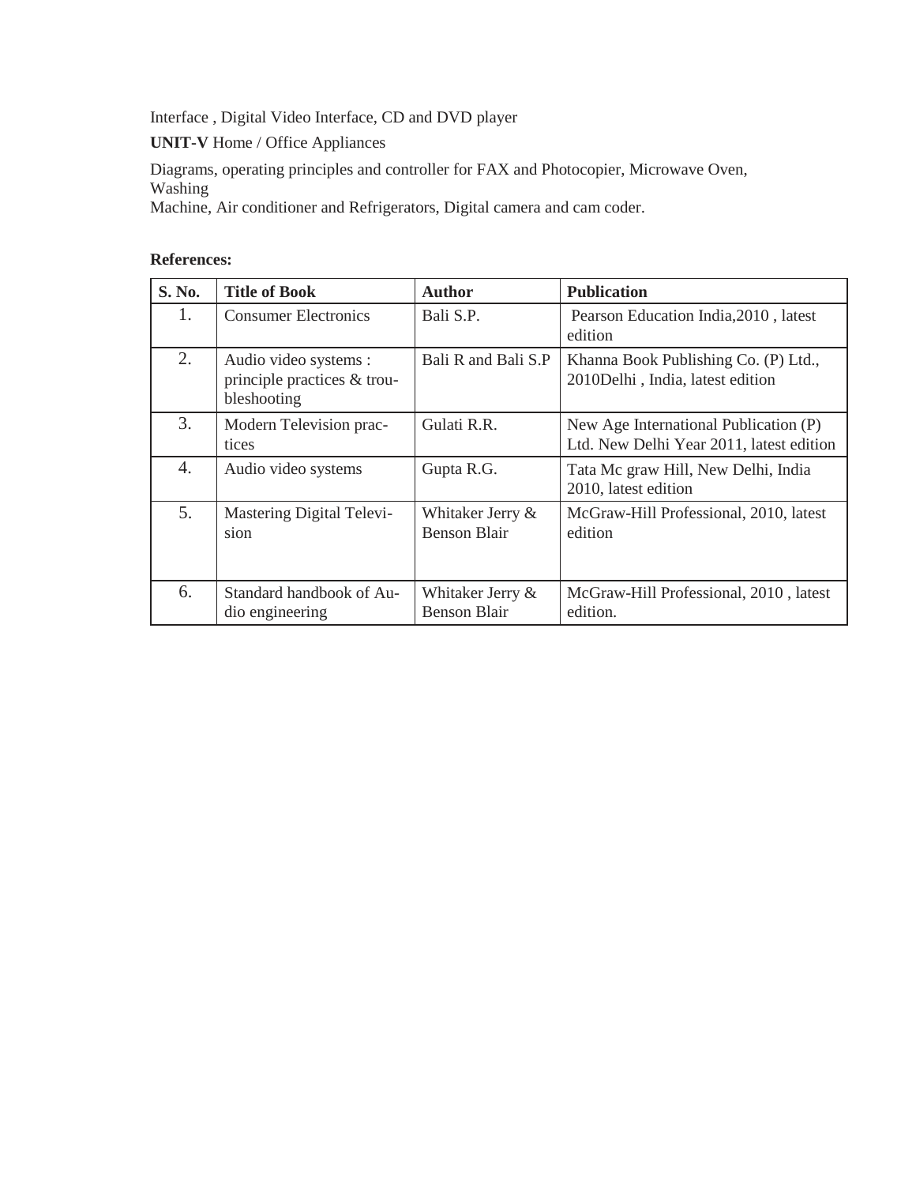Interface , Digital Video Interface, CD and DVD player

**UNIT-V** Home / Office Appliances

Diagrams, operating principles and controller for FAX and Photocopier, Microwave Oven, Washing Machine, Air conditioner and Refrigerators, Digital camera and cam coder.

**References:**

| S. No. | Title of Book | Author | Publication |
|---|---|---|---|
| 1. | Consumer Electronics | Bali S.P. | Pearson Education India,2010 , latest edition |
| 2. | Audio video systems : principle practices & troubleshooting | Bali R and Bali S.P | Khanna Book Publishing Co. (P) Ltd., 2010Delhi , India, latest edition |
| 3. | Modern Television practices | Gulati R.R. | New Age International Publication (P) Ltd. New Delhi Year 2011, latest edition |
| 4. | Audio video systems | Gupta R.G. | Tata Mc graw Hill, New Delhi, India 2010, latest edition |
| 5. | Mastering Digital Television | Whitaker Jerry & Benson Blair | McGraw-Hill Professional, 2010, latest edition |
| 6. | Standard handbook of Audio engineering | Whitaker Jerry & Benson Blair | McGraw-Hill Professional, 2010 , latest edition. |